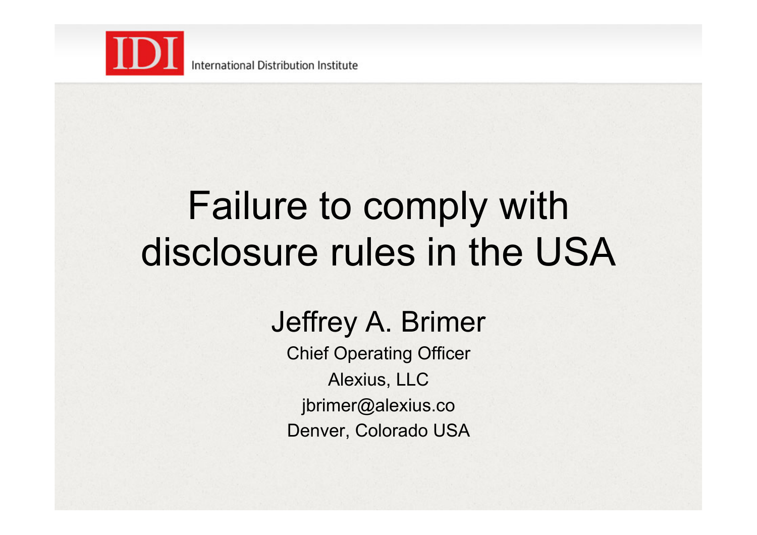IDI International Distribution Institute

# Failure to comply with disclosure rules in the USA

## Jeffrey A. Brimer

Chief Operating Officer

Alexius, LLC

jbrimer@alexius.co

Denver, Colorado USA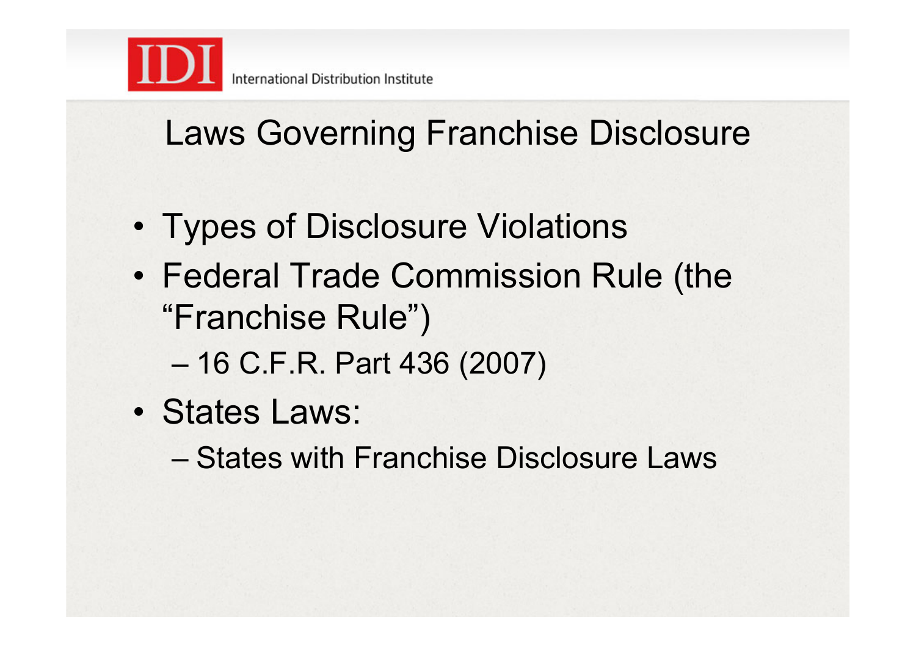## Laws Governing Franchise Disclosure

- Types of Disclosure Violations
- Federal Trade Commission Rule (the "Franchise Rule")
  - 16 C.F.R. Part 436 (2007)
- States Laws:
  - States with Franchise Disclosure Laws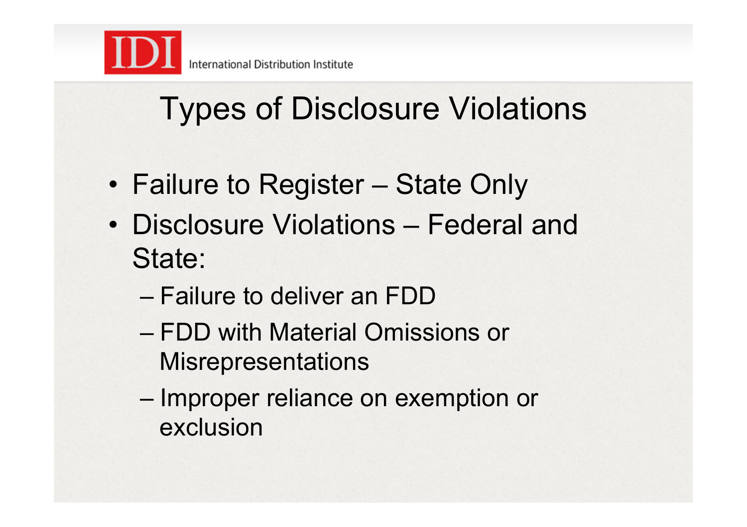# Types of Disclosure Violations

- Failure to Register – State Only
- Disclosure Violations – Federal and State:
  - Failure to deliver an FDD
  - FDD with Material Omissions or Misrepresentations
  - Improper reliance on exemption or exclusion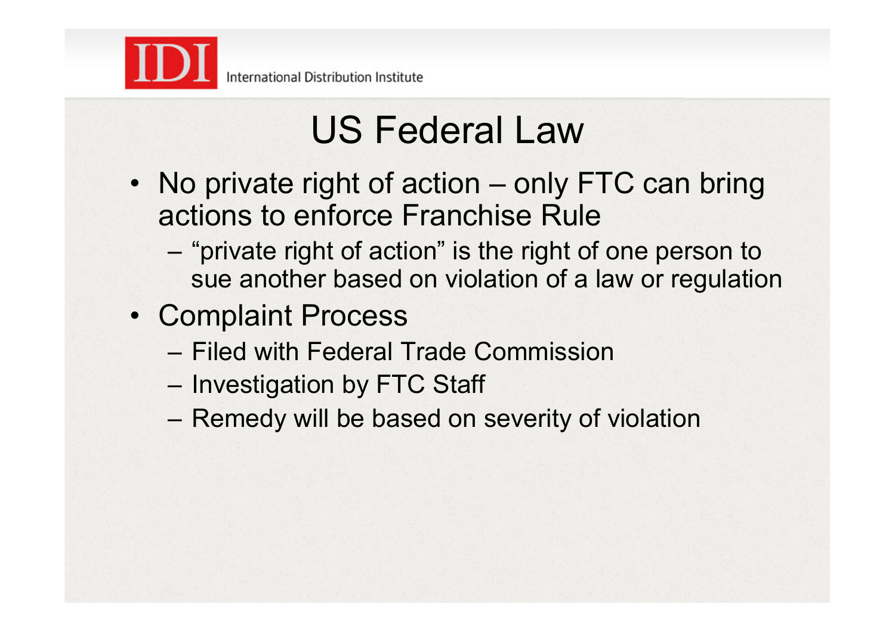# US Federal Law

- No private right of action – only FTC can bring actions to enforce Franchise Rule
  - "private right of action" is the right of one person to sue another based on violation of a law or regulation
- Complaint Process
  - Filed with Federal Trade Commission
  - Investigation by FTC Staff
  - Remedy will be based on severity of violation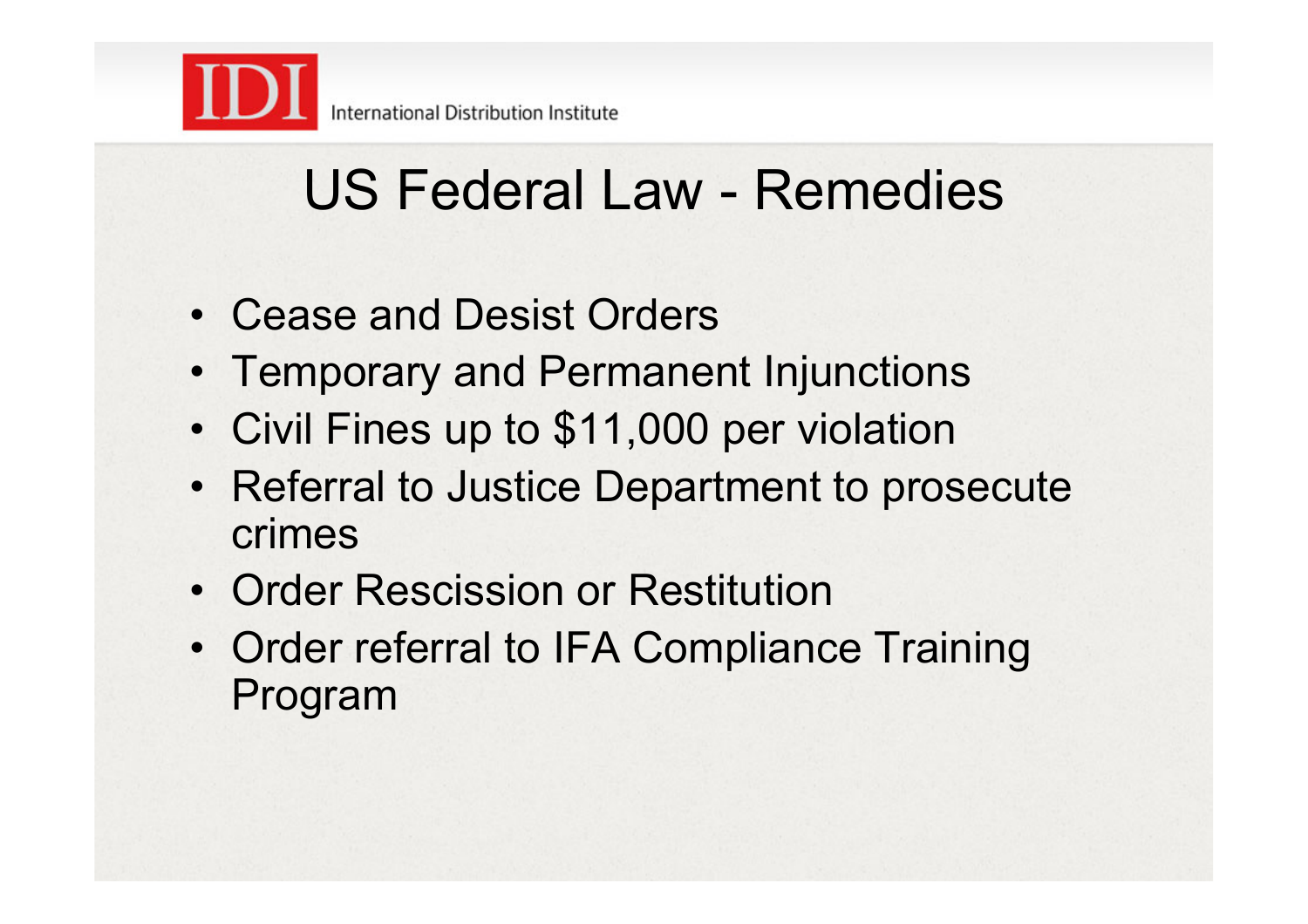# US Federal Law - Remedies

- Cease and Desist Orders
- Temporary and Permanent Injunctions
- Civil Fines up to $11,000 per violation
- Referral to Justice Department to prosecute crimes
- Order Rescission or Restitution
- Order referral to IFA Compliance Training Program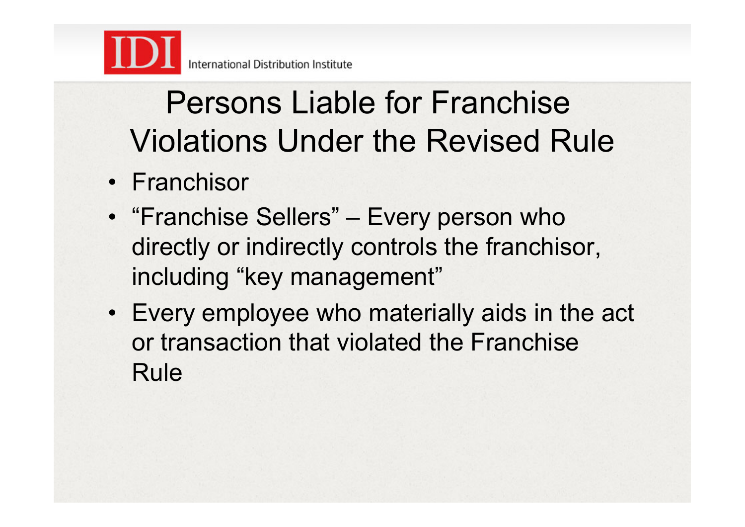# Persons Liable for Franchise Violations Under the Revised Rule

- Franchisor
- "Franchise Sellers" – Every person who directly or indirectly controls the franchisor, including "key management"
- Every employee who materially aids in the act or transaction that violated the Franchise Rule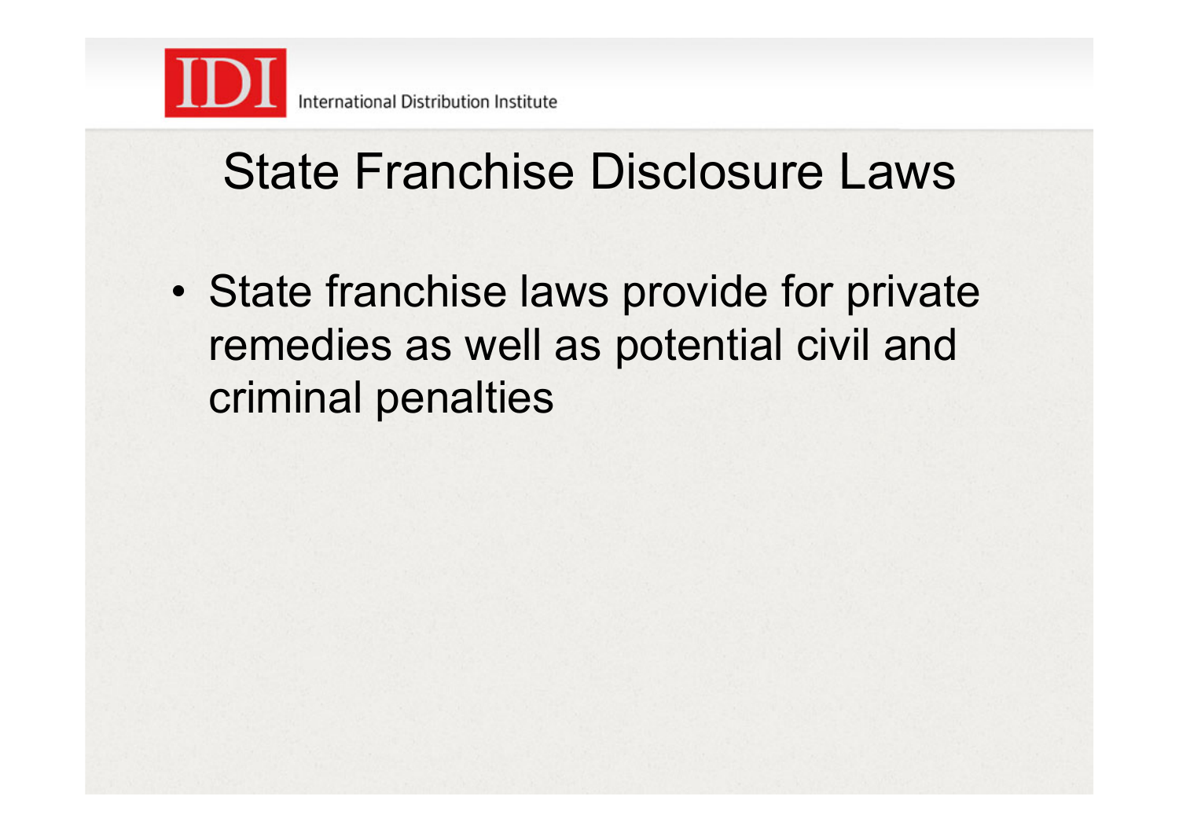# State Franchise Disclosure Laws

- State franchise laws provide for private remedies as well as potential civil and criminal penalties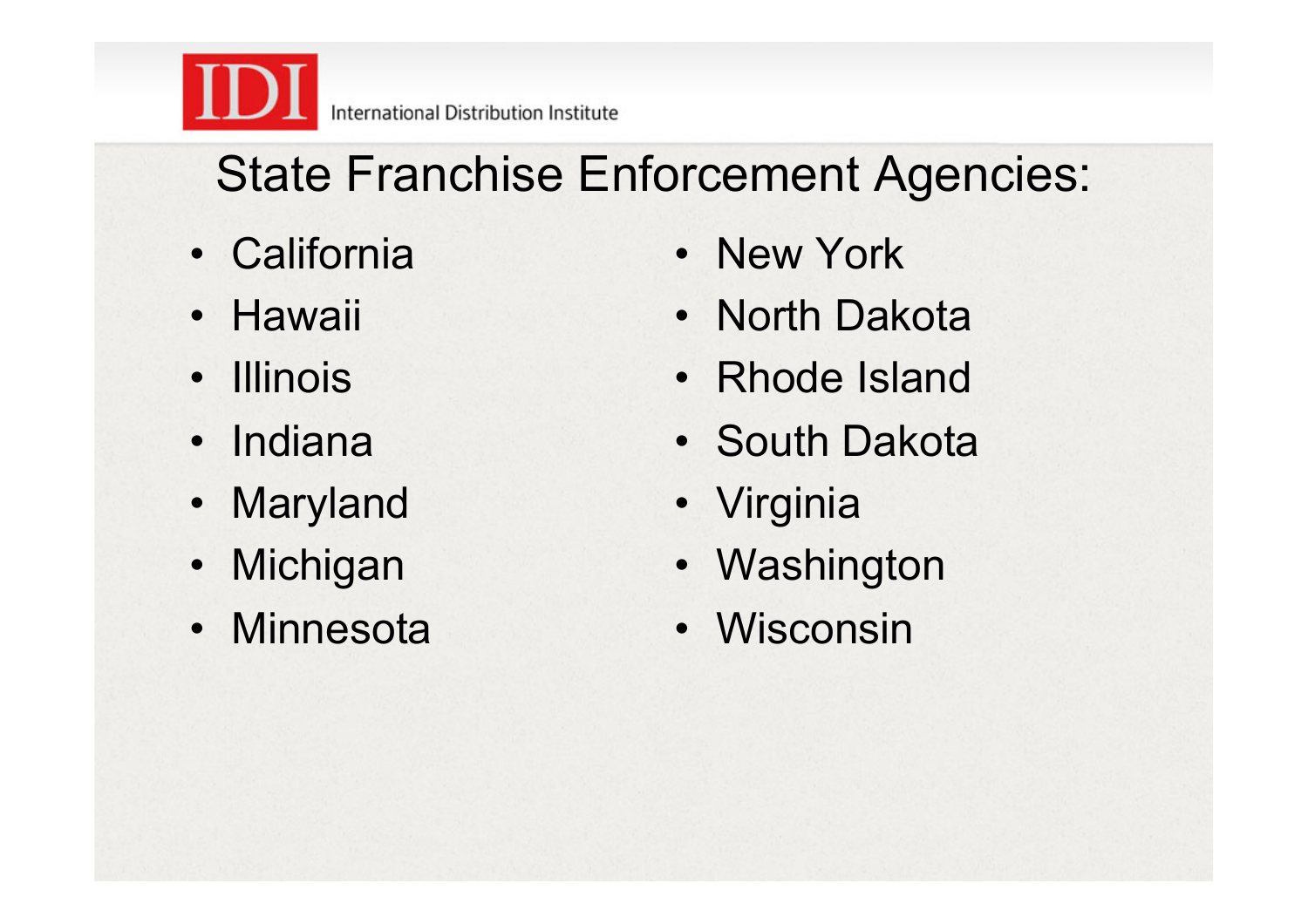## State Franchise Enforcement Agencies:

- California
- Hawaii
- Illinois
- Indiana
- Maryland
- Michigan
- Minnesota
- New York
- North Dakota
- Rhode Island
- South Dakota
- Virginia
- Washington
- Wisconsin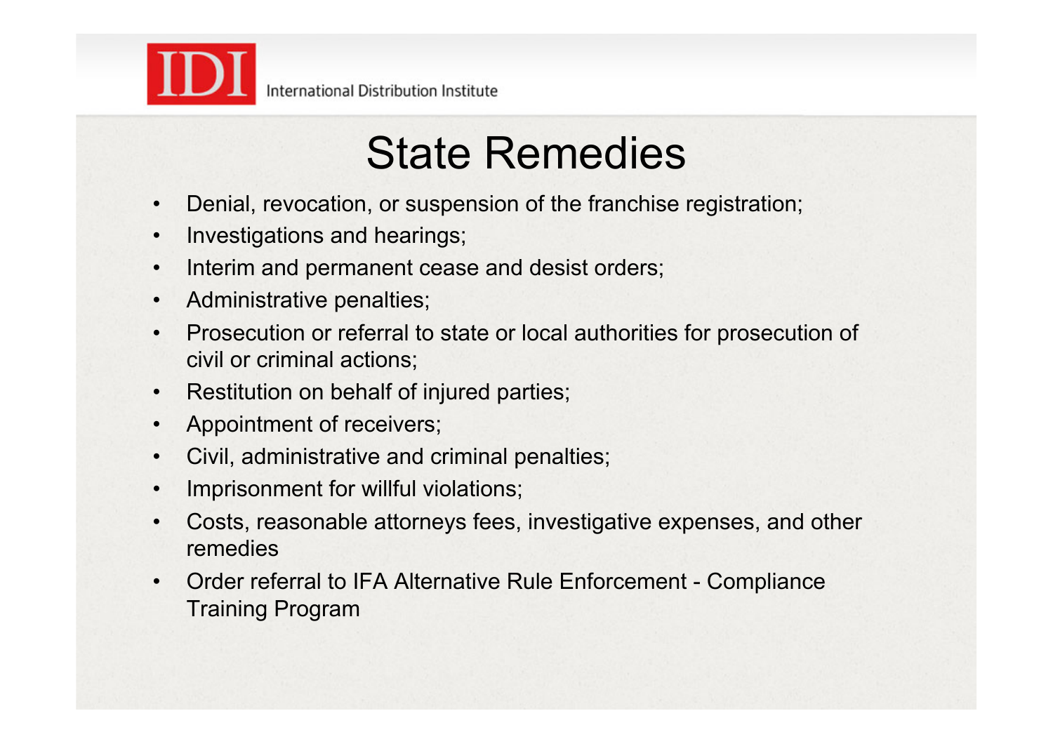# State Remedies

- Denial, revocation, or suspension of the franchise registration;
- Investigations and hearings;
- Interim and permanent cease and desist orders;
- Administrative penalties;
- Prosecution or referral to state or local authorities for prosecution of civil or criminal actions;
- Restitution on behalf of injured parties;
- Appointment of receivers;
- Civil, administrative and criminal penalties;
- Imprisonment for willful violations;
- Costs, reasonable attorneys fees, investigative expenses, and other remedies
- Order referral to IFA Alternative Rule Enforcement - Compliance Training Program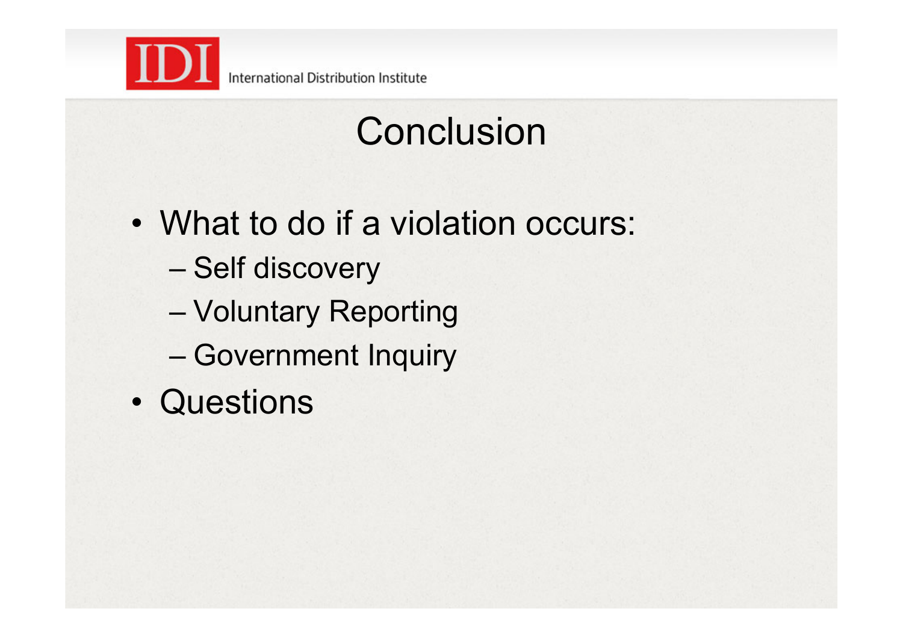# Conclusion

- What to do if a violation occurs:
  - Self discovery
  - Voluntary Reporting
  - Government Inquiry
- Questions